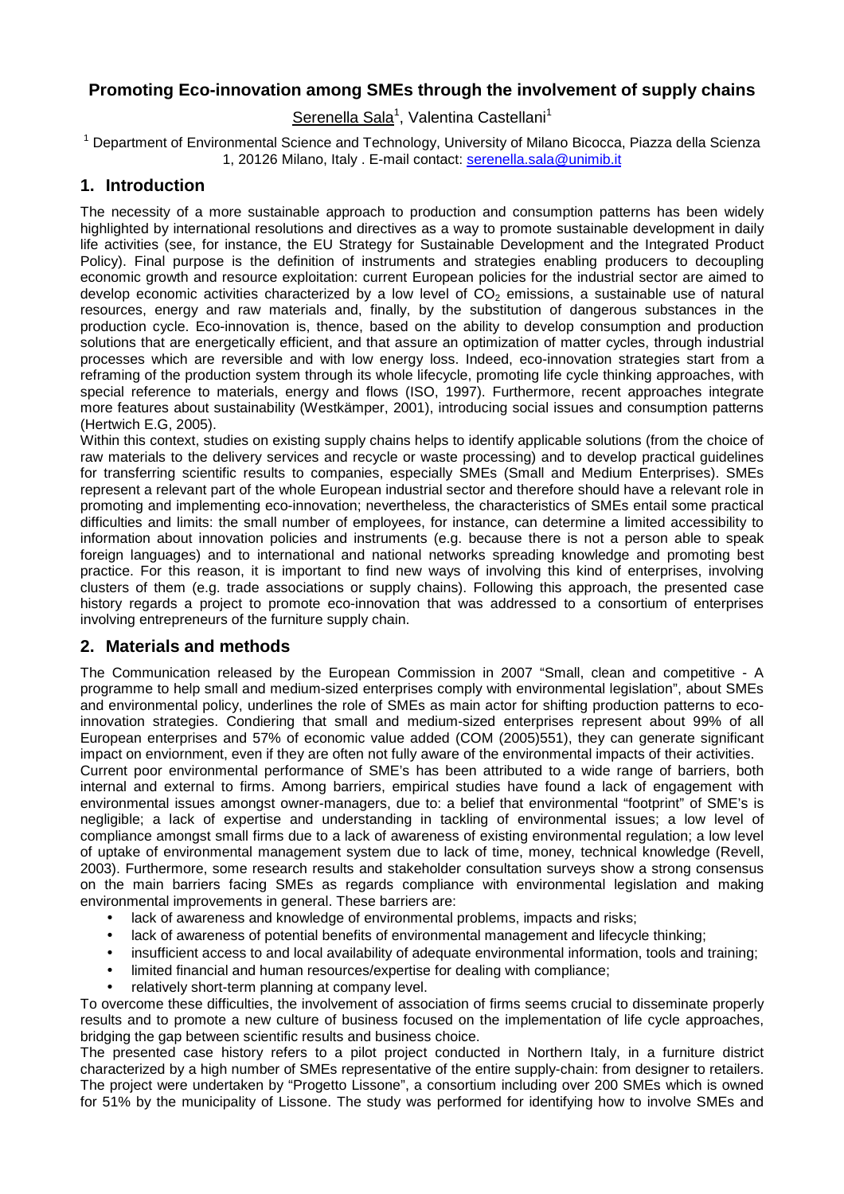# Promoting Eco-innovation among SMEs through the involvement of supply chains

Serenella Sala[1], Valentina Castellani[1]

[1] Department of Environmental Science and Technology, University of Milano Bicocca, Piazza della Scienza 1, 20126 Milano, Italy . E-mail contact: serenella.sala@unimib.it

## 1. Introduction

The necessity of a more sustainable approach to production and consumption patterns has been widely highlighted by international resolutions and directives as a way to promote sustainable development in daily life activities (see, for instance, the EU Strategy for Sustainable Development and the Integrated Product Policy). Final purpose is the definition of instruments and strategies enabling producers to decoupling economic growth and resource exploitation: current European policies for the industrial sector are aimed to develop economic activities characterized by a low level of $CO_2$ emissions, a sustainable use of natural resources, energy and raw materials and, finally, by the substitution of dangerous substances in the production cycle. Eco-innovation is, thence, based on the ability to develop consumption and production solutions that are energetically efficient, and that assure an optimization of matter cycles, through industrial processes which are reversible and with low energy loss. Indeed, eco-innovation strategies start from a reframing of the production system through its whole lifecycle, promoting life cycle thinking approaches, with special reference to materials, energy and flows (ISO, 1997). Furthermore, recent approaches integrate more features about sustainability (Westkämper, 2001), introducing social issues and consumption patterns (Hertwich E.G, 2005).

Within this context, studies on existing supply chains helps to identify applicable solutions (from the choice of raw materials to the delivery services and recycle or waste processing) and to develop practical guidelines for transferring scientific results to companies, especially SMEs (Small and Medium Enterprises). SMEs represent a relevant part of the whole European industrial sector and therefore should have a relevant role in promoting and implementing eco-innovation; nevertheless, the characteristics of SMEs entail some practical difficulties and limits: the small number of employees, for instance, can determine a limited accessibility to information about innovation policies and instruments (e.g. because there is not a person able to speak foreign languages) and to international and national networks spreading knowledge and promoting best practice. For this reason, it is important to find new ways of involving this kind of enterprises, involving clusters of them (e.g. trade associations or supply chains). Following this approach, the presented case history regards a project to promote eco-innovation that was addressed to a consortium of enterprises involving entrepreneurs of the furniture supply chain.

## 2. Materials and methods

The Communication released by the European Commission in 2007 "Small, clean and competitive - A programme to help small and medium-sized enterprises comply with environmental legislation", about SMEs and environmental policy, underlines the role of SMEs as main actor for shifting production patterns to eco-innovation strategies. Condiering that small and medium-sized enterprises represent about 99% of all European enterprises and 57% of economic value added (COM (2005)551), they can generate significant impact on enviornment, even if they are often not fully aware of the environmental impacts of their activities.

Current poor environmental performance of SME's has been attributed to a wide range of barriers, both internal and external to firms. Among barriers, empirical studies have found a lack of engagement with environmental issues amongst owner-managers, due to: a belief that environmental "footprint" of SME's is negligible; a lack of expertise and understanding in tackling of environmental issues; a low level of compliance amongst small firms due to a lack of awareness of existing environmental regulation; a low level of uptake of environmental management system due to lack of time, money, technical knowledge (Revell, 2003). Furthermore, some research results and stakeholder consultation surveys show a strong consensus on the main barriers facing SMEs as regards compliance with environmental legislation and making environmental improvements in general. These barriers are:

- lack of awareness and knowledge of environmental problems, impacts and risks;
- lack of awareness of potential benefits of environmental management and lifecycle thinking;
- insufficient access to and local availability of adequate environmental information, tools and training;
- limited financial and human resources/expertise for dealing with compliance;
- relatively short-term planning at company level.

To overcome these difficulties, the involvement of association of firms seems crucial to disseminate properly results and to promote a new culture of business focused on the implementation of life cycle approaches, bridging the gap between scientific results and business choice.

The presented case history refers to a pilot project conducted in Northern Italy, in a furniture district characterized by a high number of SMEs representative of the entire supply-chain: from designer to retailers. The project were undertaken by "Progetto Lissone", a consortium including over 200 SMEs which is owned for 51% by the municipality of Lissone. The study was performed for identifying how to involve SMEs and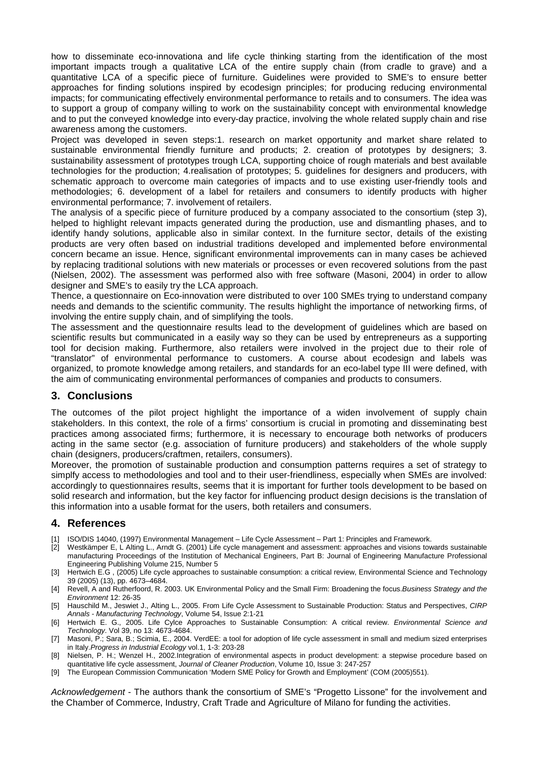how to disseminate eco-innovationa and life cycle thinking starting from the identification of the most important impacts trough a qualitative LCA of the entire supply chain (from cradle to grave) and a quantitative LCA of a specific piece of furniture. Guidelines were provided to SME's to ensure better approaches for finding solutions inspired by ecodesign principles; for producing reducing environmental impacts; for communicating effectively environmental performance to retails and to consumers. The idea was to support a group of company willing to work on the sustainability concept with environmental knowledge and to put the conveyed knowledge into every-day practice, involving the whole related supply chain and rise awareness among the customers.

Project was developed in seven steps:1. research on market opportunity and market share related to sustainable environmental friendly furniture and products; 2. creation of prototypes by designers; 3. sustainability assessment of prototypes trough LCA, supporting choice of rough materials and best available technologies for the production; 4.realisation of prototypes; 5. guidelines for designers and producers, with schematic approach to overcome main categories of impacts and to use existing user-friendly tools and methodologies; 6. development of a label for retailers and consumers to identify products with higher environmental performance; 7. involvement of retailers.

The analysis of a specific piece of furniture produced by a company associated to the consortium (step 3), helped to highlight relevant impacts generated during the production, use and dismantling phases, and to identify handy solutions, applicable also in similar context. In the furniture sector, details of the existing products are very often based on industrial traditions developed and implemented before environmental concern became an issue. Hence, significant environmental improvements can in many cases be achieved by replacing traditional solutions with new materials or processes or even recovered solutions from the past (Nielsen, 2002). The assessment was performed also with free software (Masoni, 2004) in order to allow designer and SME's to easily try the LCA approach.

Thence, a questionnaire on Eco-innovation were distributed to over 100 SMEs trying to understand company needs and demands to the scientific community. The results highlight the importance of networking firms, of involving the entire supply chain, and of simplifying the tools.

The assessment and the questionnaire results lead to the development of guidelines which are based on scientific results but communicated in a easily way so they can be used by entrepreneurs as a supporting tool for decision making. Furthermore, also retailers were involved in the project due to their role of "translator" of environmental performance to customers. A course about ecodesign and labels was organized, to promote knowledge among retailers, and standards for an eco-label type III were defined, with the aim of communicating environmental performances of companies and products to consumers.

## 3. Conclusions

The outcomes of the pilot project highlight the importance of a widen involvement of supply chain stakeholders. In this context, the role of a firms' consortium is crucial in promoting and disseminating best practices among associated firms; furthermore, it is necessary to encourage both networks of producers acting in the same sector (e.g. association of furniture producers) and stakeholders of the whole supply chain (designers, producers/craftmen, retailers, consumers).

Moreover, the promotion of sustainable production and consumption patterns requires a set of strategy to simplfy access to methodologies and tool and to their user-friendliness, especially when SMEs are involved: accordingly to questionnaires results, seems that it is important for further tools development to be based on solid research and information, but the key factor for influencing product design decisions is the translation of this information into a usable format for the users, both retailers and consumers.

## 4. References

[1] ISO/DIS 14040, (1997) Environmental Management – Life Cycle Assessment – Part 1: Principles and Framework.

[2] Westkämper E, L Alting L., Arndt G. (2001) Life cycle management and assessment: approaches and visions towards sustainable manufacturing Proceedings of the Institution of Mechanical Engineers, Part B: Journal of Engineering Manufacture Professional Engineering Publishing Volume 215, Number 5

[3] Hertwich E.G , (2005) Life cycle approaches to sustainable consumption: a critical review, Environmental Science and Technology 39 (2005) (13), pp. 4673–4684.

[4] Revell, A and Rutherfoord, R. 2003. UK Environmental Policy and the Small Firm: Broadening the focus.*Business Strategy and the Environment* 12: 26-35

[5] Hauschild M., Jeswiet J., Alting L., 2005. From Life Cycle Assessment to Sustainable Production: Status and Perspectives, *CIRP Annals - Manufacturing Technology*, Volume 54, Issue 2:1-21

[6] Hertwich E. G., 2005. Life Cylce Approaches to Sustainable Consumption: A critical review. *Environmental Science and Technology*. Vol 39, no 13: 4673-4684.

[7] Masoni, P.; Sara, B.; Scimia, E., 2004. VerdEE: a tool for adoption of life cycle assessment in small and medium sized enterprises in Italy.*Progress in Industrial Ecology* vol.1, 1-3: 203-28

[8] Nielsen, P. H.; Wenzel H., 2002.Integration of environmental aspects in product development: a stepwise procedure based on quantitative life cycle assessment, *Journal of Cleaner Production*, Volume 10, Issue 3: 247-257

[9] The European Commission Communication 'Modern SME Policy for Growth and Employment' (COM (2005)551).

*Acknowledgement* - The authors thank the consortium of SME's "Progetto Lissone" for the involvement and the Chamber of Commerce, Industry, Craft Trade and Agriculture of Milano for funding the activities.